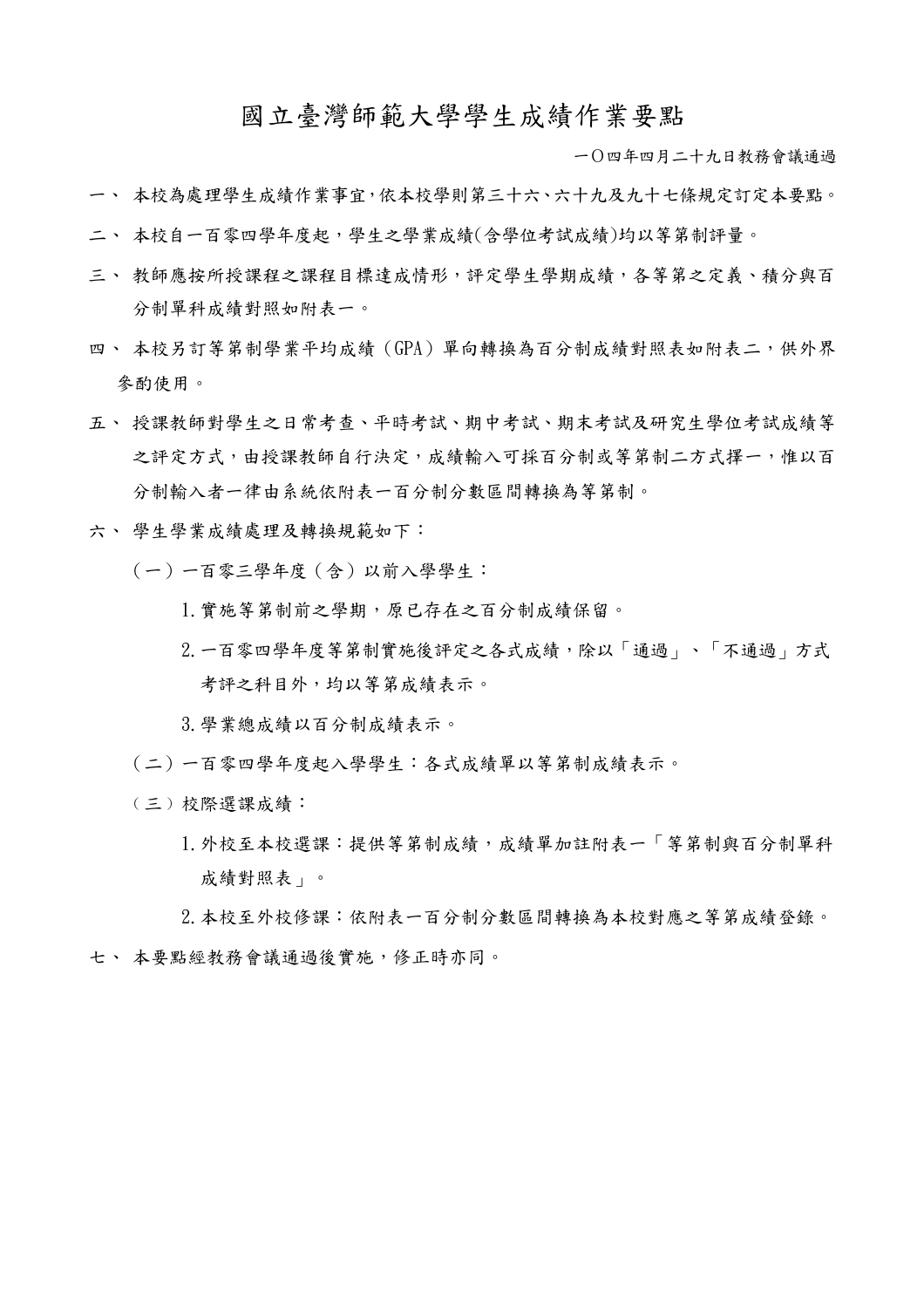# 國立臺灣師範大學學生成績作業要點

一〇四年四月二十九日教務會議通過

一、 本校為處理學生成績作業事宜,依本校學則第三十六、六十九及九十七條規定訂定本要點。

二、 本校自一百零四學年度起，學生之學業成績(含學位考試成績)均以等第制評量。

三、 教師應按所授課程之課程目標達成情形，評定學生學期成績，各等第之定義、積分與百分制單科成績對照如附表一。

四、 本校另訂等第制學業平均成績（GPA）單向轉換為百分制成績對照表如附表二，供外界參酌使用。

五、 授課教師對學生之日常考查、平時考試、期中考試、期末考試及研究生學位考試成績等之評定方式，由授課教師自行決定，成績輸入可採百分制或等第制二方式擇一，惟以百分制輸入者一律由系統依附表一百分制分數區間轉換為等第制。

六、 學生學業成績處理及轉換規範如下：

（一）一百零三學年度（含）以前入學學生：

1. 實施等第制前之學期，原已存在之百分制成績保留。
2. 一百零四學年度等第制實施後評定之各式成績，除以「通過」、「不通過」方式考評之科目外，均以等第成績表示。
3. 學業總成績以百分制成績表示。

（二）一百零四學年度起入學學生：各式成績單以等第制成績表示。

（三）校際選課成績：

1. 外校至本校選課：提供等第制成績，成績單加註附表一「等第制與百分制單科成績對照表」。
2. 本校至外校修課：依附表一百分制分數區間轉換為本校對應之等第成績登錄。

七、 本要點經教務會議通過後實施，修正時亦同。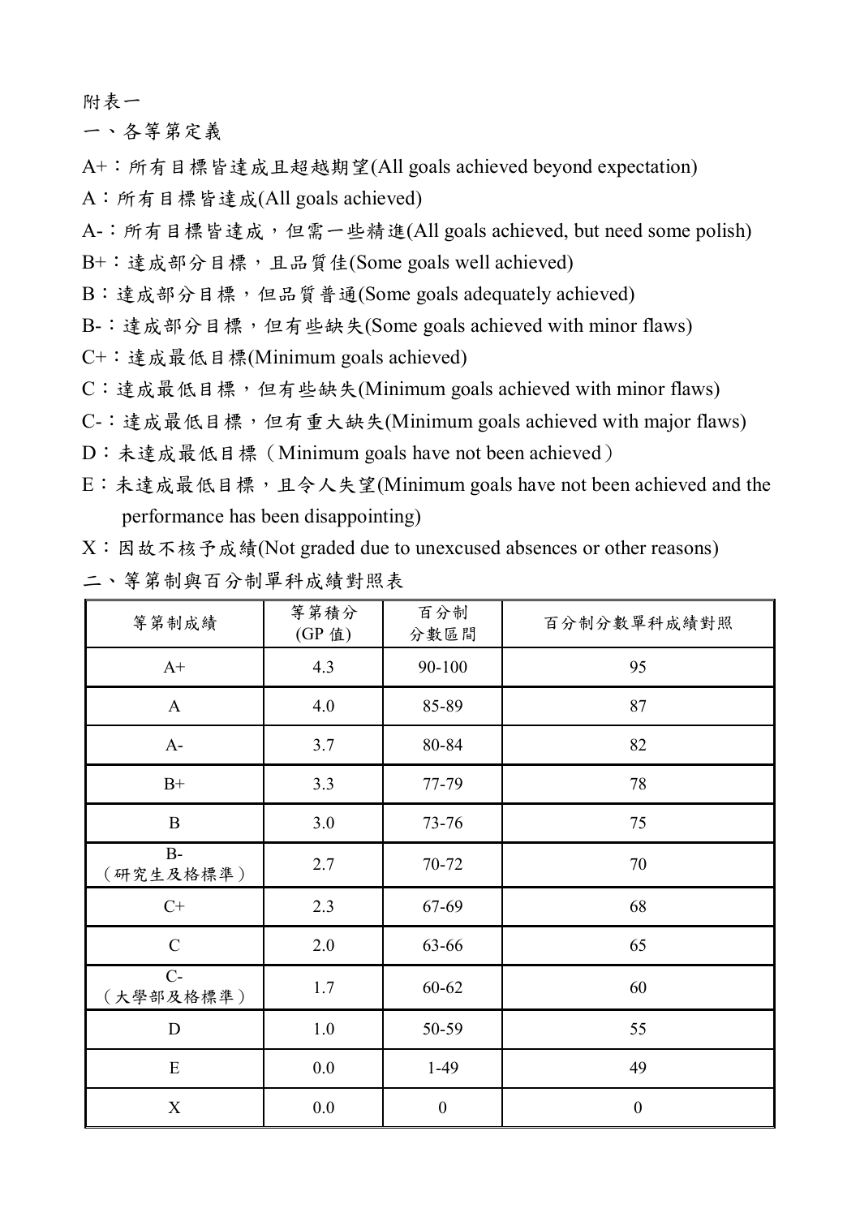附表一

## 一、各等第定義

A+：所有目標皆達成且超越期望(All goals achieved beyond expectation)

A：所有目標皆達成(All goals achieved)

A-：所有目標皆達成，但需一些精進(All goals achieved, but need some polish)

B+：達成部分目標，且品質佳(Some goals well achieved)

B：達成部分目標，但品質普通(Some goals adequately achieved)

B-：達成部分目標，但有些缺失(Some goals achieved with minor flaws)

C+：達成最低目標(Minimum goals achieved)

C：達成最低目標，但有些缺失(Minimum goals achieved with minor flaws)

C-：達成最低目標，但有重大缺失(Minimum goals achieved with major flaws)

D：未達成最低目標（Minimum goals have not been achieved）

E：未達成最低目標，且令人失望(Minimum goals have not been achieved and the performance has been disappointing)

X：因故不核予成績(Not graded due to unexcused absences or other reasons)

## 二、等第制與百分制單科成績對照表

| 等第制成績 | 等第積分 (GP 值) | 百分制 分數區間 | 百分制分數單科成績對照 |
|---|---|---|---|
| A+ | 4.3 | 90-100 | 95 |
| A | 4.0 | 85-89 | 87 |
| A- | 3.7 | 80-84 | 82 |
| B+ | 3.3 | 77-79 | 78 |
| B | 3.0 | 73-76 | 75 |
| B-（研究生及格標準） | 2.7 | 70-72 | 70 |
| C+ | 2.3 | 67-69 | 68 |
| C | 2.0 | 63-66 | 65 |
| C-（大學部及格標準） | 1.7 | 60-62 | 60 |
| D | 1.0 | 50-59 | 55 |
| E | 0.0 | 1-49 | 49 |
| X | 0.0 | 0 | 0 |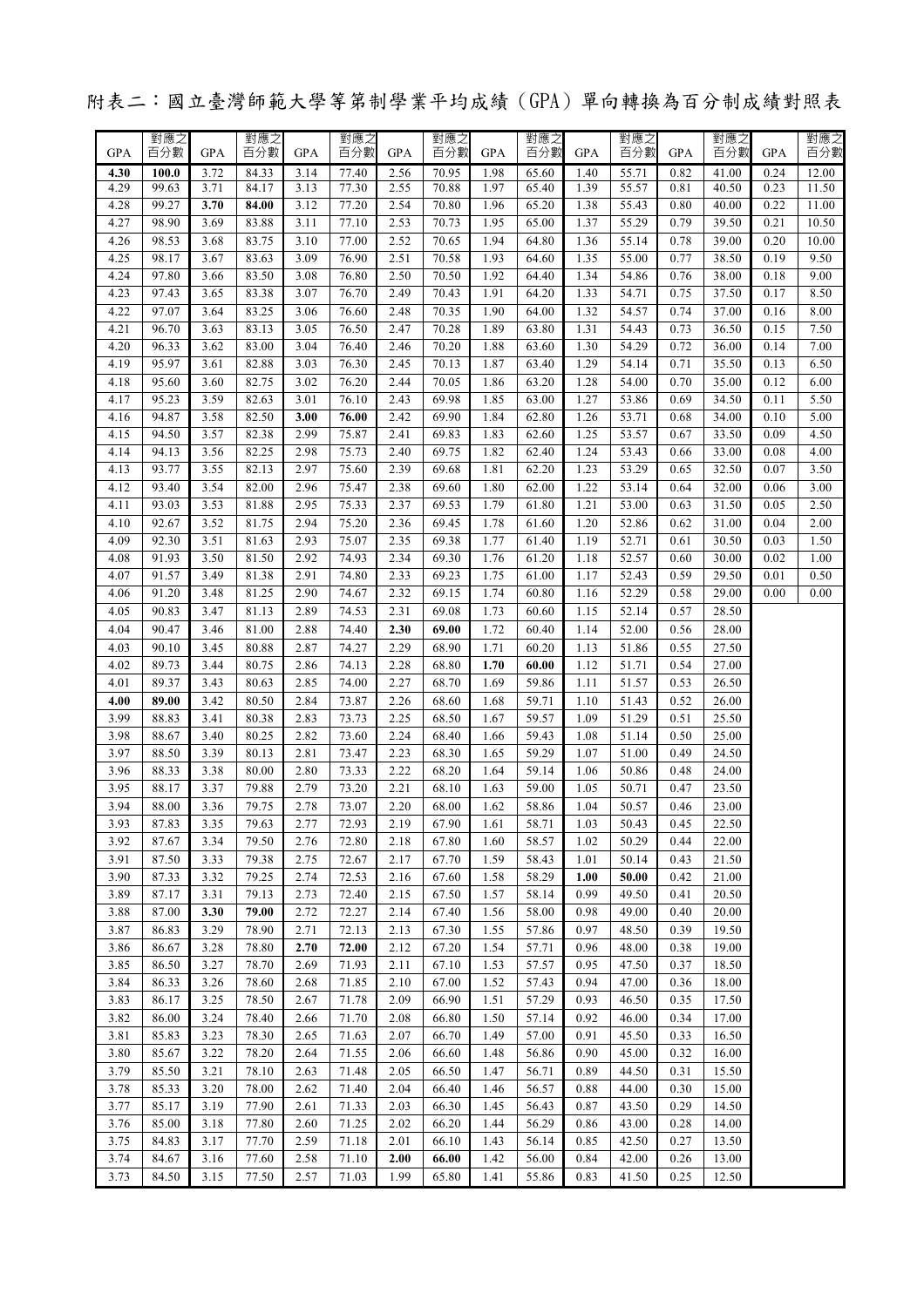# 附表二：國立臺灣師範大學等第制學業平均成績（GPA）單向轉換為百分制成績對照表

| GPA | 對應之百分數 | GPA | 對應之百分數 | GPA | 對應之百分數 | GPA | 對應之百分數 | GPA | 對應之百分數 | GPA | 對應之百分數 | GPA | 對應之百分數 | GPA | 對應之百分數 |
|---|---|---|---|---|---|---|---|---|---|---|---|---|---|---|---|
| **4.30** | **100.0** | 3.72 | 84.33 | 3.14 | 77.40 | 2.56 | 70.95 | 1.98 | 65.60 | 1.40 | 55.71 | 0.82 | 41.00 | 0.24 | 12.00 |
| 4.29 | 99.63 | 3.71 | 84.17 | 3.13 | 77.30 | 2.55 | 70.88 | 1.97 | 65.40 | 1.39 | 55.57 | 0.81 | 40.50 | 0.23 | 11.50 |
| 4.28 | 99.27 | **3.70** | **84.00** | 3.12 | 77.20 | 2.54 | 70.80 | 1.96 | 65.20 | 1.38 | 55.43 | 0.80 | 40.00 | 0.22 | 11.00 |
| 4.27 | 98.90 | 3.69 | 83.88 | 3.11 | 77.10 | 2.53 | 70.73 | 1.95 | 65.00 | 1.37 | 55.29 | 0.79 | 39.50 | 0.21 | 10.50 |
| 4.26 | 98.53 | 3.68 | 83.75 | 3.10 | 77.00 | 2.52 | 70.65 | 1.94 | 64.80 | 1.36 | 55.14 | 0.78 | 39.00 | 0.20 | 10.00 |
| 4.25 | 98.17 | 3.67 | 83.63 | 3.09 | 76.90 | 2.51 | 70.58 | 1.93 | 64.60 | 1.35 | 55.00 | 0.77 | 38.50 | 0.19 | 9.50 |
| 4.24 | 97.80 | 3.66 | 83.50 | 3.08 | 76.80 | 2.50 | 70.50 | 1.92 | 64.40 | 1.34 | 54.86 | 0.76 | 38.00 | 0.18 | 9.00 |
| 4.23 | 97.43 | 3.65 | 83.38 | 3.07 | 76.70 | 2.49 | 70.43 | 1.91 | 64.20 | 1.33 | 54.71 | 0.75 | 37.50 | 0.17 | 8.50 |
| 4.22 | 97.07 | 3.64 | 83.25 | 3.06 | 76.60 | 2.48 | 70.35 | 1.90 | 64.00 | 1.32 | 54.57 | 0.74 | 37.00 | 0.16 | 8.00 |
| 4.21 | 96.70 | 3.63 | 83.13 | 3.05 | 76.50 | 2.47 | 70.28 | 1.89 | 63.80 | 1.31 | 54.43 | 0.73 | 36.50 | 0.15 | 7.50 |
| 4.20 | 96.33 | 3.62 | 83.00 | 3.04 | 76.40 | 2.46 | 70.20 | 1.88 | 63.60 | 1.30 | 54.29 | 0.72 | 36.00 | 0.14 | 7.00 |
| 4.19 | 95.97 | 3.61 | 82.88 | 3.03 | 76.30 | 2.45 | 70.13 | 1.87 | 63.40 | 1.29 | 54.14 | 0.71 | 35.50 | 0.13 | 6.50 |
| 4.18 | 95.60 | 3.60 | 82.75 | 3.02 | 76.20 | 2.44 | 70.05 | 1.86 | 63.20 | 1.28 | 54.00 | 0.70 | 35.00 | 0.12 | 6.00 |
| 4.17 | 95.23 | 3.59 | 82.63 | 3.01 | 76.10 | 2.43 | 69.98 | 1.85 | 63.00 | 1.27 | 53.86 | 0.69 | 34.50 | 0.11 | 5.50 |
| 4.16 | 94.87 | 3.58 | 82.50 | **3.00** | **76.00** | 2.42 | 69.90 | 1.84 | 62.80 | 1.26 | 53.71 | 0.68 | 34.00 | 0.10 | 5.00 |
| 4.15 | 94.50 | 3.57 | 82.38 | 2.99 | 75.87 | 2.41 | 69.83 | 1.83 | 62.60 | 1.25 | 53.57 | 0.67 | 33.50 | 0.09 | 4.50 |
| 4.14 | 94.13 | 3.56 | 82.25 | 2.98 | 75.73 | 2.40 | 69.75 | 1.82 | 62.40 | 1.24 | 53.43 | 0.66 | 33.00 | 0.08 | 4.00 |
| 4.13 | 93.77 | 3.55 | 82.13 | 2.97 | 75.60 | 2.39 | 69.68 | 1.81 | 62.20 | 1.23 | 53.29 | 0.65 | 32.50 | 0.07 | 3.50 |
| 4.12 | 93.40 | 3.54 | 82.00 | 2.96 | 75.47 | 2.38 | 69.60 | 1.80 | 62.00 | 1.22 | 53.14 | 0.64 | 32.00 | 0.06 | 3.00 |
| 4.11 | 93.03 | 3.53 | 81.88 | 2.95 | 75.33 | 2.37 | 69.53 | 1.79 | 61.80 | 1.21 | 53.00 | 0.63 | 31.50 | 0.05 | 2.50 |
| 4.10 | 92.67 | 3.52 | 81.75 | 2.94 | 75.20 | 2.36 | 69.45 | 1.78 | 61.60 | 1.20 | 52.86 | 0.62 | 31.00 | 0.04 | 2.00 |
| 4.09 | 92.30 | 3.51 | 81.63 | 2.93 | 75.07 | 2.35 | 69.38 | 1.77 | 61.40 | 1.19 | 52.71 | 0.61 | 30.50 | 0.03 | 1.50 |
| 4.08 | 91.93 | 3.50 | 81.50 | 2.92 | 74.93 | 2.34 | 69.30 | 1.76 | 61.20 | 1.18 | 52.57 | 0.60 | 30.00 | 0.02 | 1.00 |
| 4.07 | 91.57 | 3.49 | 81.38 | 2.91 | 74.80 | 2.33 | 69.23 | 1.75 | 61.00 | 1.17 | 52.43 | 0.59 | 29.50 | 0.01 | 0.50 |
| 4.06 | 91.20 | 3.48 | 81.25 | 2.90 | 74.67 | 2.32 | 69.15 | 1.74 | 60.80 | 1.16 | 52.29 | 0.58 | 29.00 | 0.00 | 0.00 |
| 4.05 | 90.83 | 3.47 | 81.13 | 2.89 | 74.53 | 2.31 | 69.08 | 1.73 | 60.60 | 1.15 | 52.14 | 0.57 | 28.50 | | |
| 4.04 | 90.47 | 3.46 | 81.00 | 2.88 | 74.40 | **2.30** | **69.00** | 1.72 | 60.40 | 1.14 | 52.00 | 0.56 | 28.00 | | |
| 4.03 | 90.10 | 3.45 | 80.88 | 2.87 | 74.27 | 2.29 | 68.90 | 1.71 | 60.20 | 1.13 | 51.86 | 0.55 | 27.50 | | |
| 4.02 | 89.73 | 3.44 | 80.75 | 2.86 | 74.13 | 2.28 | 68.80 | **1.70** | **60.00** | 1.12 | 51.71 | 0.54 | 27.00 | | |
| 4.01 | 89.37 | 3.43 | 80.63 | 2.85 | 74.00 | 2.27 | 68.70 | 1.69 | 59.86 | 1.11 | 51.57 | 0.53 | 26.50 | | |
| **4.00** | **89.00** | 3.42 | 80.50 | 2.84 | 73.87 | 2.26 | 68.60 | 1.68 | 59.71 | 1.10 | 51.43 | 0.52 | 26.00 | | |
| 3.99 | 88.83 | 3.41 | 80.38 | 2.83 | 73.73 | 2.25 | 68.50 | 1.67 | 59.57 | 1.09 | 51.29 | 0.51 | 25.50 | | |
| 3.98 | 88.67 | 3.40 | 80.25 | 2.82 | 73.60 | 2.24 | 68.40 | 1.66 | 59.43 | 1.08 | 51.14 | 0.50 | 25.00 | | |
| 3.97 | 88.50 | 3.39 | 80.13 | 2.81 | 73.47 | 2.23 | 68.30 | 1.65 | 59.29 | 1.07 | 51.00 | 0.49 | 24.50 | | |
| 3.96 | 88.33 | 3.38 | 80.00 | 2.80 | 73.33 | 2.22 | 68.20 | 1.64 | 59.14 | 1.06 | 50.86 | 0.48 | 24.00 | | |
| 3.95 | 88.17 | 3.37 | 79.88 | 2.79 | 73.20 | 2.21 | 68.10 | 1.63 | 59.00 | 1.05 | 50.71 | 0.47 | 23.50 | | |
| 3.94 | 88.00 | 3.36 | 79.75 | 2.78 | 73.07 | 2.20 | 68.00 | 1.62 | 58.86 | 1.04 | 50.57 | 0.46 | 23.00 | | |
| 3.93 | 87.83 | 3.35 | 79.63 | 2.77 | 72.93 | 2.19 | 67.90 | 1.61 | 58.71 | 1.03 | 50.43 | 0.45 | 22.50 | | |
| 3.92 | 87.67 | 3.34 | 79.50 | 2.76 | 72.80 | 2.18 | 67.80 | 1.60 | 58.57 | 1.02 | 50.29 | 0.44 | 22.00 | | |
| 3.91 | 87.50 | 3.33 | 79.38 | 2.75 | 72.67 | 2.17 | 67.70 | 1.59 | 58.43 | 1.01 | 50.14 | 0.43 | 21.50 | | |
| 3.90 | 87.33 | 3.32 | 79.25 | 2.74 | 72.53 | 2.16 | 67.60 | 1.58 | 58.29 | **1.00** | **50.00** | 0.42 | 21.00 | | |
| 3.89 | 87.17 | 3.31 | 79.13 | 2.73 | 72.40 | 2.15 | 67.50 | 1.57 | 58.14 | 0.99 | 49.50 | 0.41 | 20.50 | | |
| 3.88 | 87.00 | **3.30** | **79.00** | 2.72 | 72.27 | 2.14 | 67.40 | 1.56 | 58.00 | 0.98 | 49.00 | 0.40 | 20.00 | | |
| 3.87 | 86.83 | 3.29 | 78.90 | 2.71 | 72.13 | 2.13 | 67.30 | 1.55 | 57.86 | 0.97 | 48.50 | 0.39 | 19.50 | | |
| 3.86 | 86.67 | 3.28 | 78.80 | **2.70** | **72.00** | 2.12 | 67.20 | 1.54 | 57.71 | 0.96 | 48.00 | 0.38 | 19.00 | | |
| 3.85 | 86.50 | 3.27 | 78.70 | 2.69 | 71.93 | 2.11 | 67.10 | 1.53 | 57.57 | 0.95 | 47.50 | 0.37 | 18.50 | | |
| 3.84 | 86.33 | 3.26 | 78.60 | 2.68 | 71.85 | 2.10 | 67.00 | 1.52 | 57.43 | 0.94 | 47.00 | 0.36 | 18.00 | | |
| 3.83 | 86.17 | 3.25 | 78.50 | 2.67 | 71.78 | 2.09 | 66.90 | 1.51 | 57.29 | 0.93 | 46.50 | 0.35 | 17.50 | | |
| 3.82 | 86.00 | 3.24 | 78.40 | 2.66 | 71.70 | 2.08 | 66.80 | 1.50 | 57.14 | 0.92 | 46.00 | 0.34 | 17.00 | | |
| 3.81 | 85.83 | 3.23 | 78.30 | 2.65 | 71.63 | 2.07 | 66.70 | 1.49 | 57.00 | 0.91 | 45.50 | 0.33 | 16.50 | | |
| 3.80 | 85.67 | 3.22 | 78.20 | 2.64 | 71.55 | 2.06 | 66.60 | 1.48 | 56.86 | 0.90 | 45.00 | 0.32 | 16.00 | | |
| 3.79 | 85.50 | 3.21 | 78.10 | 2.63 | 71.48 | 2.05 | 66.50 | 1.47 | 56.71 | 0.89 | 44.50 | 0.31 | 15.50 | | |
| 3.78 | 85.33 | 3.20 | 78.00 | 2.62 | 71.40 | 2.04 | 66.40 | 1.46 | 56.57 | 0.88 | 44.00 | 0.30 | 15.00 | | |
| 3.77 | 85.17 | 3.19 | 77.90 | 2.61 | 71.33 | 2.03 | 66.30 | 1.45 | 56.43 | 0.87 | 43.50 | 0.29 | 14.50 | | |
| 3.76 | 85.00 | 3.18 | 77.80 | 2.60 | 71.25 | 2.02 | 66.20 | 1.44 | 56.29 | 0.86 | 43.00 | 0.28 | 14.00 | | |
| 3.75 | 84.83 | 3.17 | 77.70 | 2.59 | 71.18 | 2.01 | 66.10 | 1.43 | 56.14 | 0.85 | 42.50 | 0.27 | 13.50 | | |
| 3.74 | 84.67 | 3.16 | 77.60 | 2.58 | 71.10 | **2.00** | **66.00** | 1.42 | 56.00 | 0.84 | 42.00 | 0.26 | 13.00 | | |
| 3.73 | 84.50 | 3.15 | 77.50 | 2.57 | 71.03 | 1.99 | 65.80 | 1.41 | 55.86 | 0.83 | 41.50 | 0.25 | 12.50 | | |